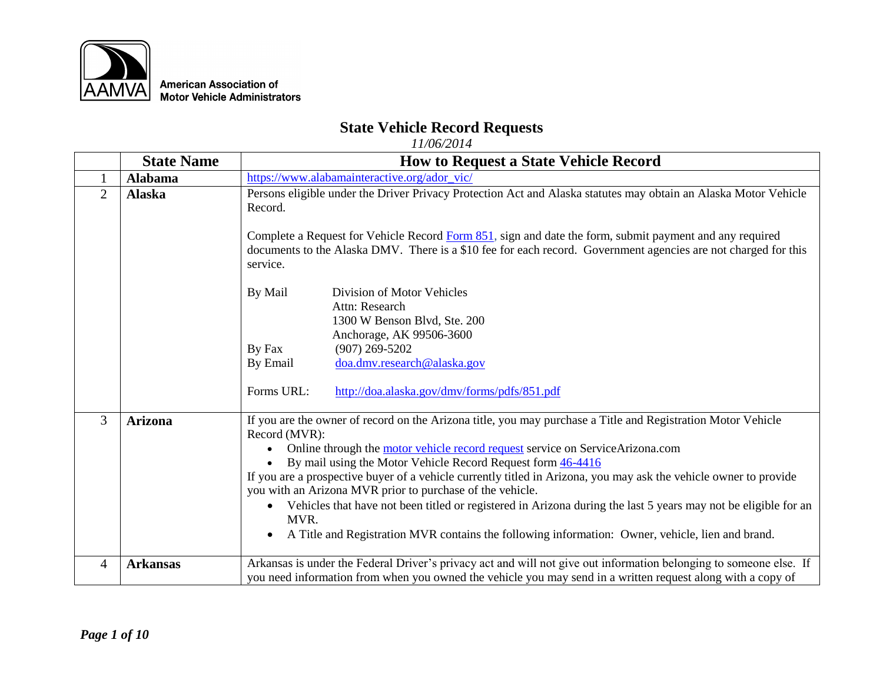American Association of
Motor Vehicle Administrators

# State Vehicle Record Requests

*11/06/2014*

| | State Name | How to Request a State Vehicle Record |
|---|---|---|
| 1 | **Alabama** | https://www.alabamainteractive.org/ador_vic/ |
| 2 | **Alaska** | Persons eligible under the Driver Privacy Protection Act and Alaska statutes may obtain an Alaska Motor Vehicle Record.<br><br>Complete a Request for Vehicle Record Form 851, sign and date the form, submit payment and any required documents to the Alaska DMV. There is a $10 fee for each record. Government agencies are not charged for this service.<br><br>By Mail: Division of Motor Vehicles, Attn: Research, 1300 W Benson Blvd, Ste. 200, Anchorage, AK 99506-3600<br>By Fax: (907) 269-5202<br>By Email: doa.dmv.research@alaska.gov<br><br>Forms URL: http://doa.alaska.gov/dmv/forms/pdfs/851.pdf |
| 3 | **Arizona** | If you are the owner of record on the Arizona title, you may purchase a Title and Registration Motor Vehicle Record (MVR):<br>• Online through the motor vehicle record request service on ServiceArizona.com<br>• By mail using the Motor Vehicle Record Request form 46-4416<br>If you are a prospective buyer of a vehicle currently titled in Arizona, you may ask the vehicle owner to provide you with an Arizona MVR prior to purchase of the vehicle.<br>• Vehicles that have not been titled or registered in Arizona during the last 5 years may not be eligible for an MVR.<br>• A Title and Registration MVR contains the following information: Owner, vehicle, lien and brand. |
| 4 | **Arkansas** | Arkansas is under the Federal Driver's privacy act and will not give out information belonging to someone else. If you need information from when you owned the vehicle you may send in a written request along with a copy of |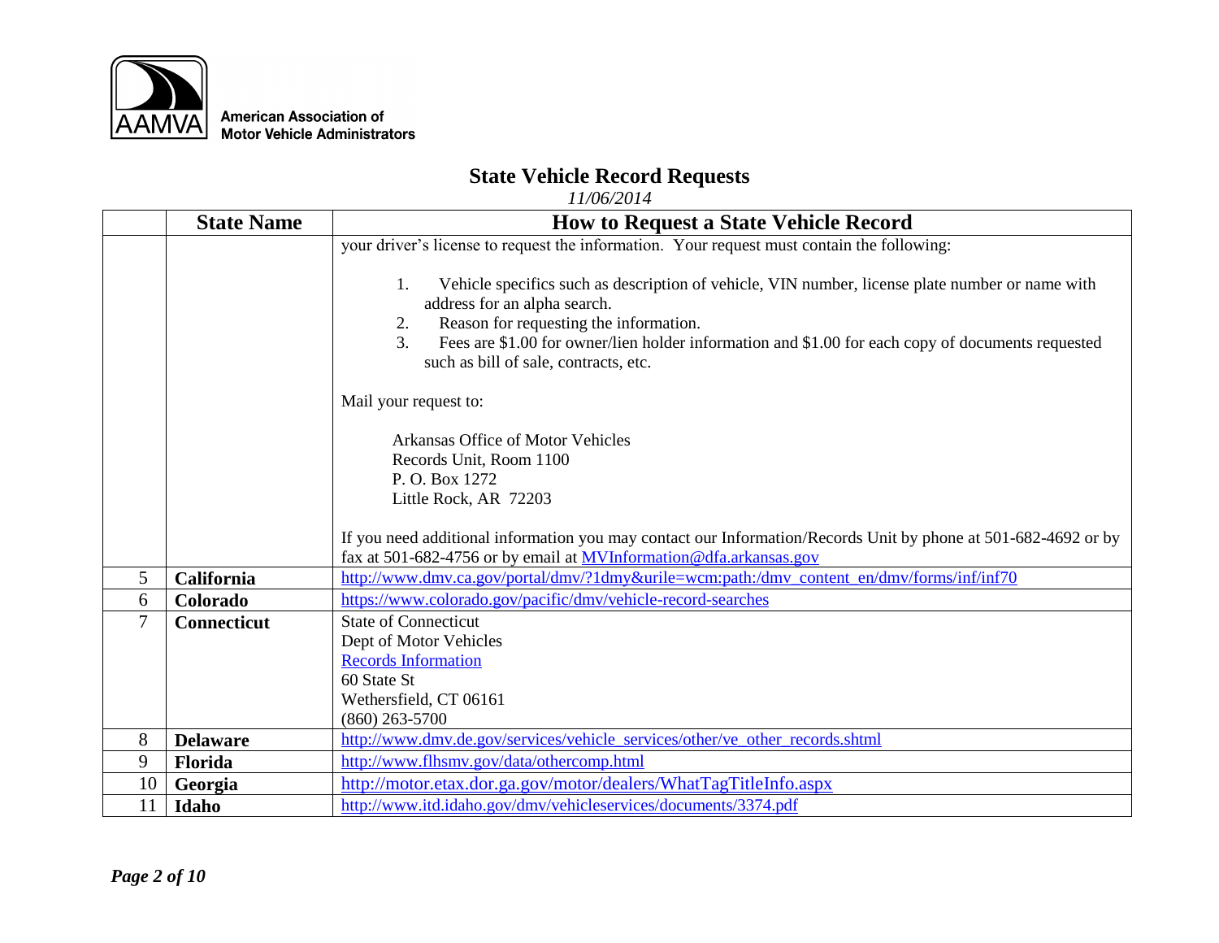# State Vehicle Record Requests

*11/06/2014*

| | State Name | How to Request a State Vehicle Record |
|---|---|---|
| | | your driver's license to request the information. Your request must contain the following:<br><br>1. Vehicle specifics such as description of vehicle, VIN number, license plate number or name with address for an alpha search.<br>2. Reason for requesting the information.<br>3. Fees are $1.00 for owner/lien holder information and $1.00 for each copy of documents requested such as bill of sale, contracts, etc.<br><br>Mail your request to:<br><br>Arkansas Office of Motor Vehicles<br>Records Unit, Room 1100<br>P. O. Box 1272<br>Little Rock, AR 72203<br><br>If you need additional information you may contact our Information/Records Unit by phone at 501-682-4692 or by fax at 501-682-4756 or by email at MVInformation@dfa.arkansas.gov |
| 5 | **California** | http://www.dmv.ca.gov/portal/dmv/?1dmy&urile=wcm:path:/dmv_content_en/dmv/forms/inf/inf70 |
| 6 | **Colorado** | https://www.colorado.gov/pacific/dmv/vehicle-record-searches |
| 7 | **Connecticut** | State of Connecticut<br>Dept of Motor Vehicles<br>Records Information<br>60 State St<br>Wethersfield, CT 06161<br>(860) 263-5700 |
| 8 | **Delaware** | http://www.dmv.de.gov/services/vehicle_services/other/ve_other_records.shtml |
| 9 | **Florida** | http://www.flhsmv.gov/data/othercomp.html |
| 10 | **Georgia** | http://motor.etax.dor.ga.gov/motor/dealers/WhatTagTitleInfo.aspx |
| 11 | **Idaho** | http://www.itd.idaho.gov/dmv/vehicleservices/documents/3374.pdf |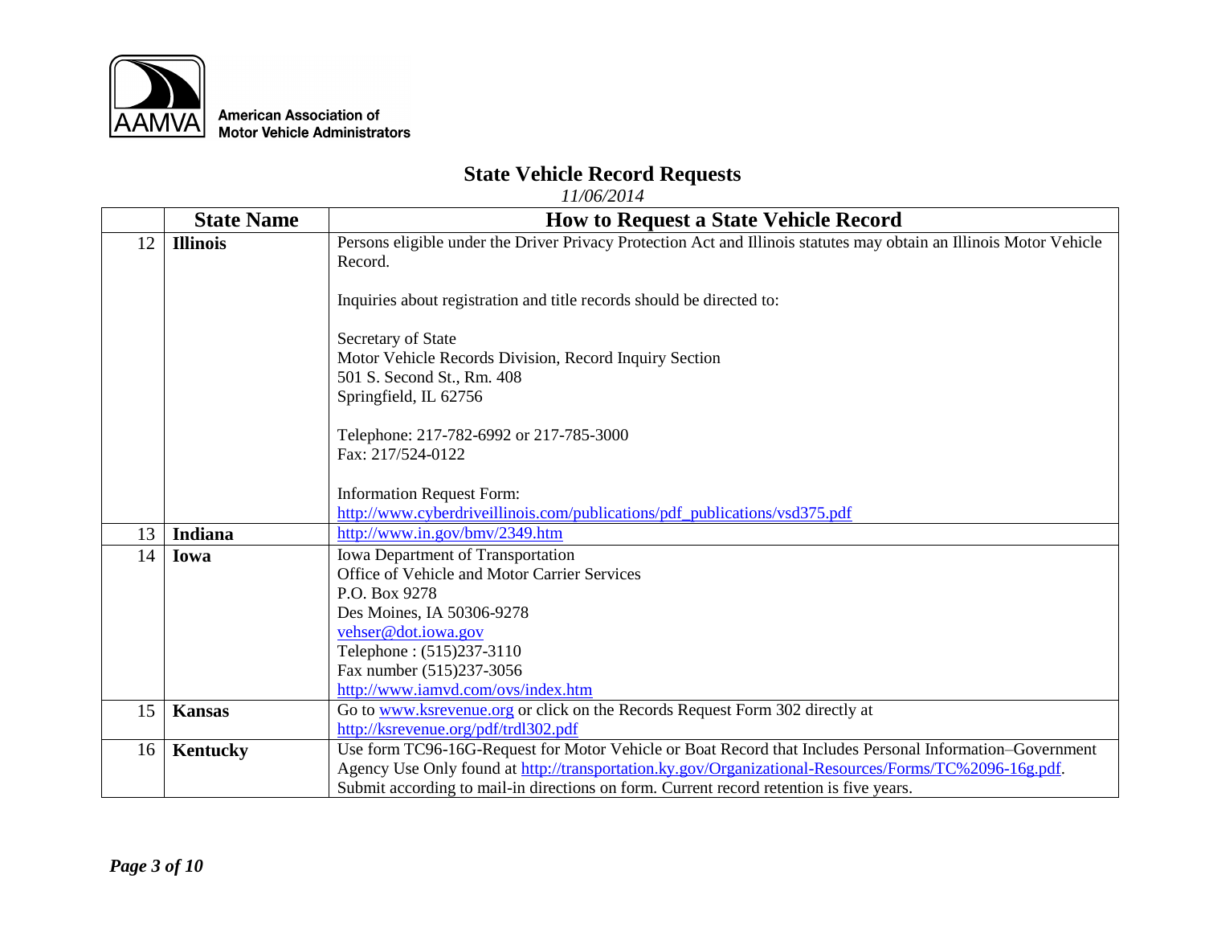# State Vehicle Record Requests

*11/06/2014*

| | State Name | How to Request a State Vehicle Record |
|---|---|---|
| 12 | **Illinois** | Persons eligible under the Driver Privacy Protection Act and Illinois statutes may obtain an Illinois Motor Vehicle Record.<br><br>Inquiries about registration and title records should be directed to:<br><br>Secretary of State<br>Motor Vehicle Records Division, Record Inquiry Section<br>501 S. Second St., Rm. 408<br>Springfield, IL 62756<br><br>Telephone: 217-782-6992 or 217-785-3000<br>Fax: 217/524-0122<br><br>Information Request Form:<br>http://www.cyberdriveillinois.com/publications/pdf_publications/vsd375.pdf |
| 13 | **Indiana** | http://www.in.gov/bmv/2349.htm |
| 14 | **Iowa** | Iowa Department of Transportation<br>Office of Vehicle and Motor Carrier Services<br>P.O. Box 9278<br>Des Moines, IA 50306-9278<br>vehser@dot.iowa.gov<br>Telephone : (515)237-3110<br>Fax number (515)237-3056<br>http://www.iamvd.com/ovs/index.htm |
| 15 | **Kansas** | Go to www.ksrevenue.org or click on the Records Request Form 302 directly at<br>http://ksrevenue.org/pdf/trdl302.pdf |
| 16 | **Kentucky** | Use form TC96-16G-Request for Motor Vehicle or Boat Record that Includes Personal Information–Government Agency Use Only found at http://transportation.ky.gov/Organizational-Resources/Forms/TC%2096-16g.pdf. Submit according to mail-in directions on form. Current record retention is five years. |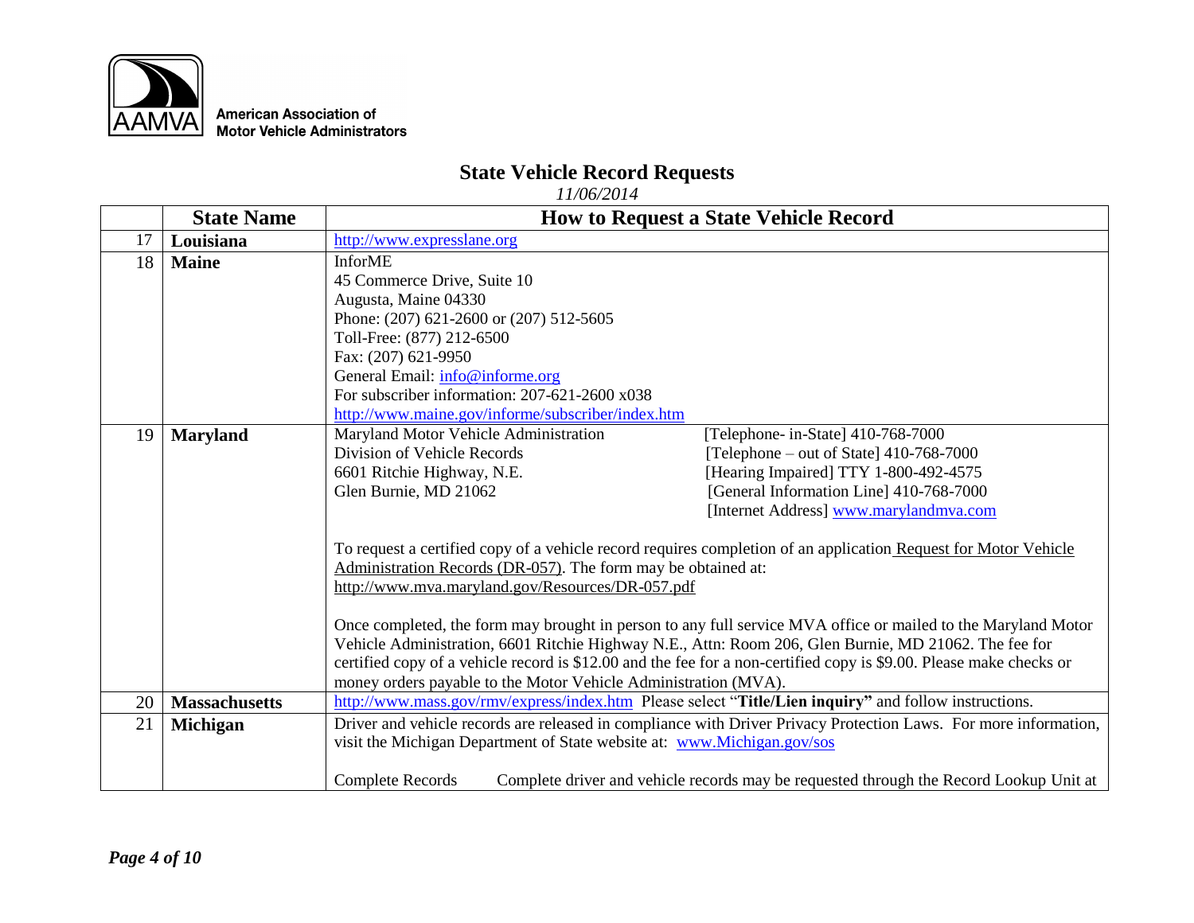## State Vehicle Record Requests

*11/06/2014*

| | State Name | How to Request a State Vehicle Record |
|---|---|---|
| 17 | **Louisiana** | http://www.expresslane.org |
| 18 | **Maine** | InforME<br>45 Commerce Drive, Suite 10<br>Augusta, Maine 04330<br>Phone: (207) 621-2600 or (207) 512-5605<br>Toll-Free: (877) 212-6500<br>Fax: (207) 621-9950<br>General Email: info@informe.org<br>For subscriber information: 207-621-2600 x038<br>http://www.maine.gov/informe/subscriber/index.htm |
| 19 | **Maryland** | Maryland Motor Vehicle Administration<br>Division of Vehicle Records<br>6601 Ritchie Highway, N.E.<br>Glen Burnie, MD 21062<br>[Telephone- in-State] 410-768-7000<br>[Telephone – out of State] 410-768-7000<br>[Hearing Impaired] TTY 1-800-492-4575<br>[General Information Line] 410-768-7000<br>[Internet Address] www.marylandmva.com<br><br>To request a certified copy of a vehicle record requires completion of an application Request for Motor Vehicle Administration Records (DR-057). The form may be obtained at: http://www.mva.maryland.gov/Resources/DR-057.pdf<br><br>Once completed, the form may brought in person to any full service MVA office or mailed to the Maryland Motor Vehicle Administration, 6601 Ritchie Highway N.E., Attn: Room 206, Glen Burnie, MD 21062. The fee for certified copy of a vehicle record is $12.00 and the fee for a non-certified copy is $9.00. Please make checks or money orders payable to the Motor Vehicle Administration (MVA). |
| 20 | **Massachusetts** | http://www.mass.gov/rmv/express/index.htm Please select "**Title/Lien inquiry"** and follow instructions. |
| 21 | **Michigan** | Driver and vehicle records are released in compliance with Driver Privacy Protection Laws. For more information, visit the Michigan Department of State website at: www.Michigan.gov/sos<br><br>Complete Records Complete driver and vehicle records may be requested through the Record Lookup Unit at |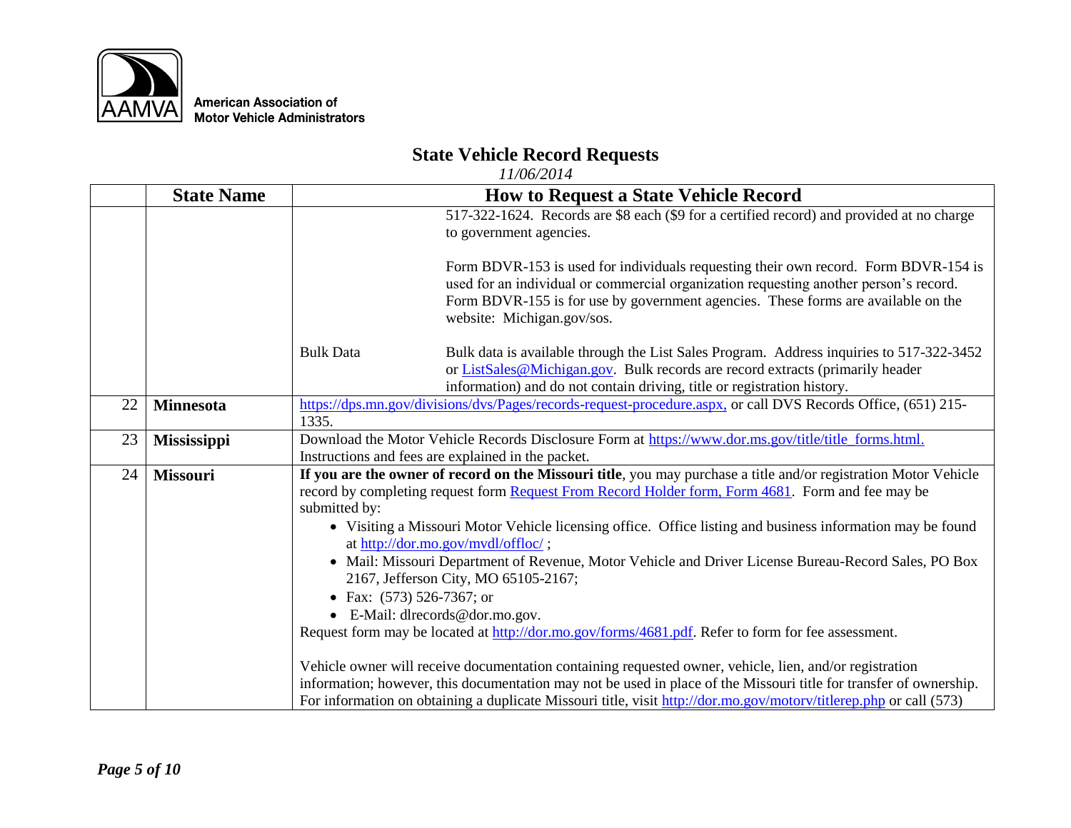# State Vehicle Record Requests

*11/06/2014*

| | State Name | How to Request a State Vehicle Record | |
|---|---|---|---|
| | | | 517-322-1624. Records are $8 each ($9 for a certified record) and provided at no charge to government agencies.<br><br>Form BDVR-153 is used for individuals requesting their own record. Form BDVR-154 is used for an individual or commercial organization requesting another person's record. Form BDVR-155 is for use by government agencies. These forms are available on the website: Michigan.gov/sos. |
| | | Bulk Data | Bulk data is available through the List Sales Program. Address inquiries to 517-322-3452 or ListSales@Michigan.gov. Bulk records are record extracts (primarily header information) and do not contain driving, title or registration history. |
| 22 | **Minnesota** | https://dps.mn.gov/divisions/dvs/Pages/records-request-procedure.aspx, or call DVS Records Office, (651) 215-1335. | |
| 23 | **Mississippi** | Download the Motor Vehicle Records Disclosure Form at https://www.dor.ms.gov/title/title_forms.html. Instructions and fees are explained in the packet. | |
| 24 | **Missouri** | **If you are the owner of record on the Missouri title**, you may purchase a title and/or registration Motor Vehicle record by completing request form Request From Record Holder form, Form 4681. Form and fee may be submitted by:<br>• Visiting a Missouri Motor Vehicle licensing office. Office listing and business information may be found at http://dor.mo.gov/mvdl/offloc/ ;<br>• Mail: Missouri Department of Revenue, Motor Vehicle and Driver License Bureau-Record Sales, PO Box 2167, Jefferson City, MO 65105-2167;<br>• Fax: (573) 526-7367; or<br>• E-Mail: dlrecords@dor.mo.gov.<br>Request form may be located at http://dor.mo.gov/forms/4681.pdf. Refer to form for fee assessment.<br><br>Vehicle owner will receive documentation containing requested owner, vehicle, lien, and/or registration information; however, this documentation may not be used in place of the Missouri title for transfer of ownership. For information on obtaining a duplicate Missouri title, visit http://dor.mo.gov/motorv/titlerep.php or call (573) | |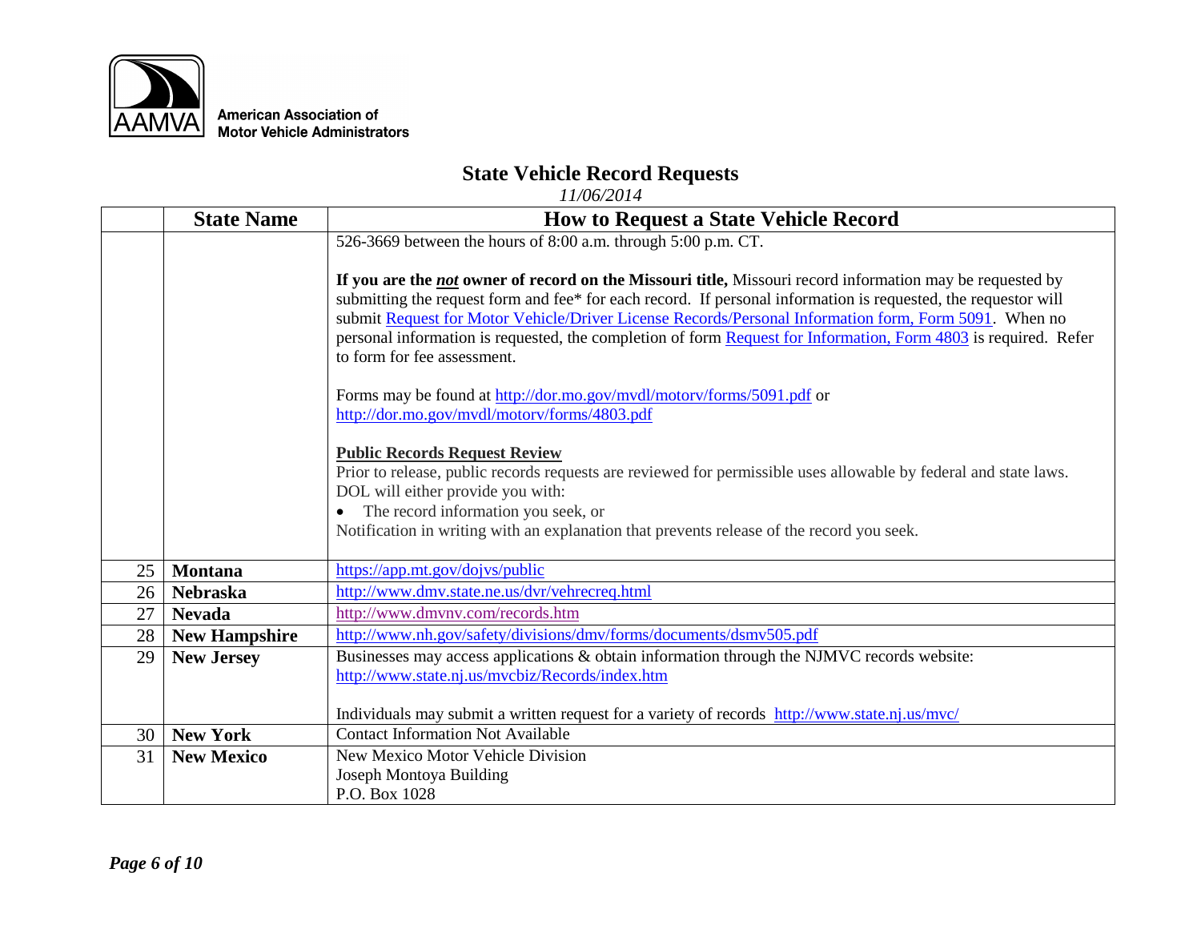# State Vehicle Record Requests

*11/06/2014*

| | State Name | How to Request a State Vehicle Record |
|---|---|---|
| | | 526-3669 between the hours of 8:00 a.m. through 5:00 p.m. CT.<br><br>**If you are the *not* owner of record on the Missouri title,** Missouri record information may be requested by submitting the request form and fee* for each record. If personal information is requested, the requestor will submit Request for Motor Vehicle/Driver License Records/Personal Information form, Form 5091. When no personal information is requested, the completion of form Request for Information, Form 4803 is required. Refer to form for fee assessment.<br><br>Forms may be found at http://dor.mo.gov/mvdl/motorv/forms/5091.pdf or http://dor.mo.gov/mvdl/motorv/forms/4803.pdf<br><br>**Public Records Request Review**<br>Prior to release, public records requests are reviewed for permissible uses allowable by federal and state laws. DOL will either provide you with:<br>• The record information you seek, or<br>Notification in writing with an explanation that prevents release of the record you seek. |
| 25 | **Montana** | https://app.mt.gov/dojvs/public |
| 26 | **Nebraska** | http://www.dmv.state.ne.us/dvr/vehrecreq.html |
| 27 | **Nevada** | http://www.dmvnv.com/records.htm |
| 28 | **New Hampshire** | http://www.nh.gov/safety/divisions/dmv/forms/documents/dsmv505.pdf |
| 29 | **New Jersey** | Businesses may access applications & obtain information through the NJMVC records website: http://www.state.nj.us/mvcbiz/Records/index.htm<br><br>Individuals may submit a written request for a variety of records http://www.state.nj.us/mvc/ |
| 30 | **New York** | Contact Information Not Available |
| 31 | **New Mexico** | New Mexico Motor Vehicle Division<br>Joseph Montoya Building<br>P.O. Box 1028 |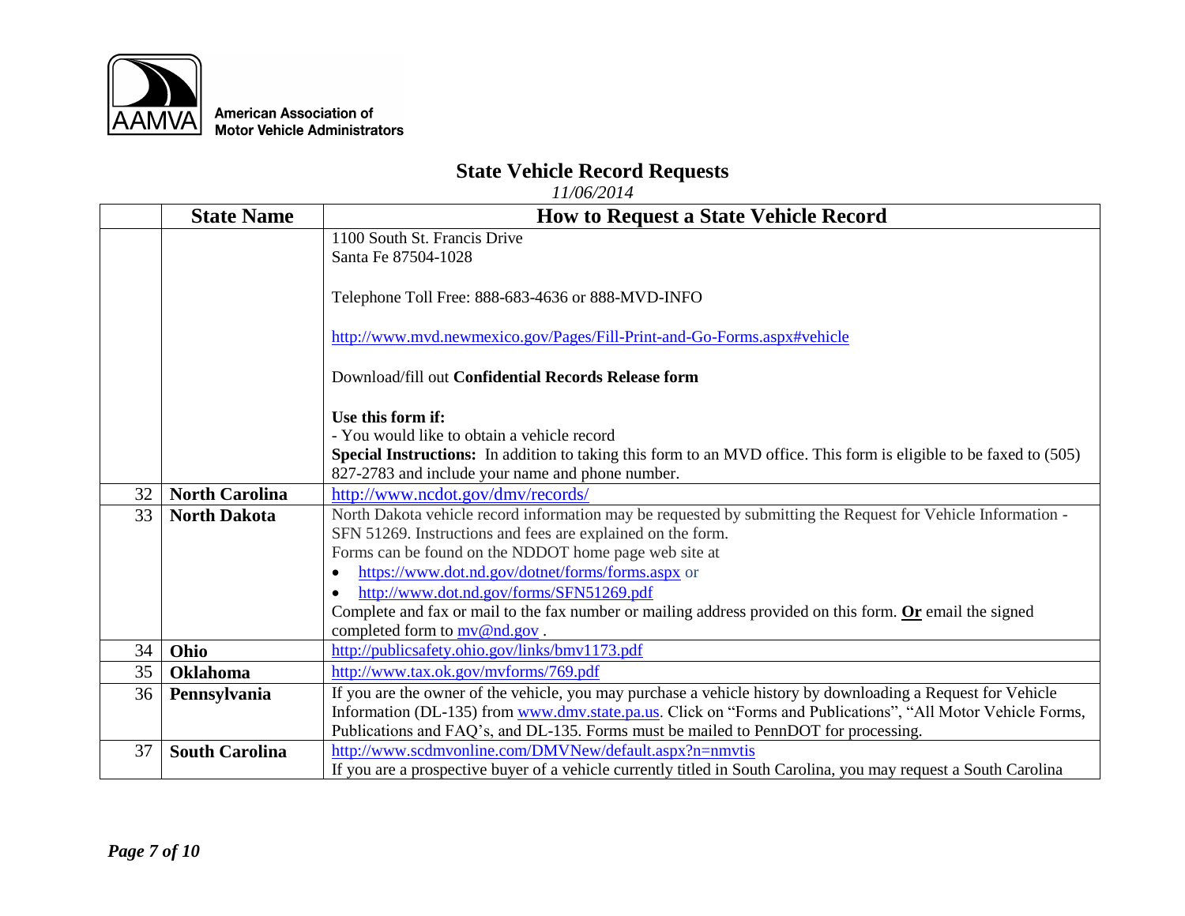American Association of Motor Vehicle Administrators

# State Vehicle Record Requests

*11/06/2014*

| | State Name | How to Request a State Vehicle Record |
|---|---|---|
| | | 1100 South St. Francis Drive<br>Santa Fe 87504-1028<br><br>Telephone Toll Free: 888-683-4636 or 888-MVD-INFO<br><br>http://www.mvd.newmexico.gov/Pages/Fill-Print-and-Go-Forms.aspx#vehicle<br><br>Download/fill out **Confidential Records Release form**<br><br>**Use this form if:**<br>- You would like to obtain a vehicle record<br>**Special Instructions:** In addition to taking this form to an MVD office. This form is eligible to be faxed to (505) 827-2783 and include your name and phone number. |
| 32 | **North Carolina** | http://www.ncdot.gov/dmv/records/ |
| 33 | **North Dakota** | North Dakota vehicle record information may be requested by submitting the Request for Vehicle Information - SFN 51269. Instructions and fees are explained on the form.<br>Forms can be found on the NDDOT home page web site at<br>• https://www.dot.nd.gov/dotnet/forms/forms.aspx or<br>• http://www.dot.nd.gov/forms/SFN51269.pdf<br>Complete and fax or mail to the fax number or mailing address provided on this form. **Or** email the signed completed form to mv@nd.gov . |
| 34 | **Ohio** | http://publicsafety.ohio.gov/links/bmv1173.pdf |
| 35 | **Oklahoma** | http://www.tax.ok.gov/mvforms/769.pdf |
| 36 | **Pennsylvania** | If you are the owner of the vehicle, you may purchase a vehicle history by downloading a Request for Vehicle Information (DL-135) from www.dmv.state.pa.us. Click on "Forms and Publications", "All Motor Vehicle Forms, Publications and FAQ's, and DL-135. Forms must be mailed to PennDOT for processing. |
| 37 | **South Carolina** | http://www.scdmvonline.com/DMVNew/default.aspx?n=nmvtis<br>If you are a prospective buyer of a vehicle currently titled in South Carolina, you may request a South Carolina |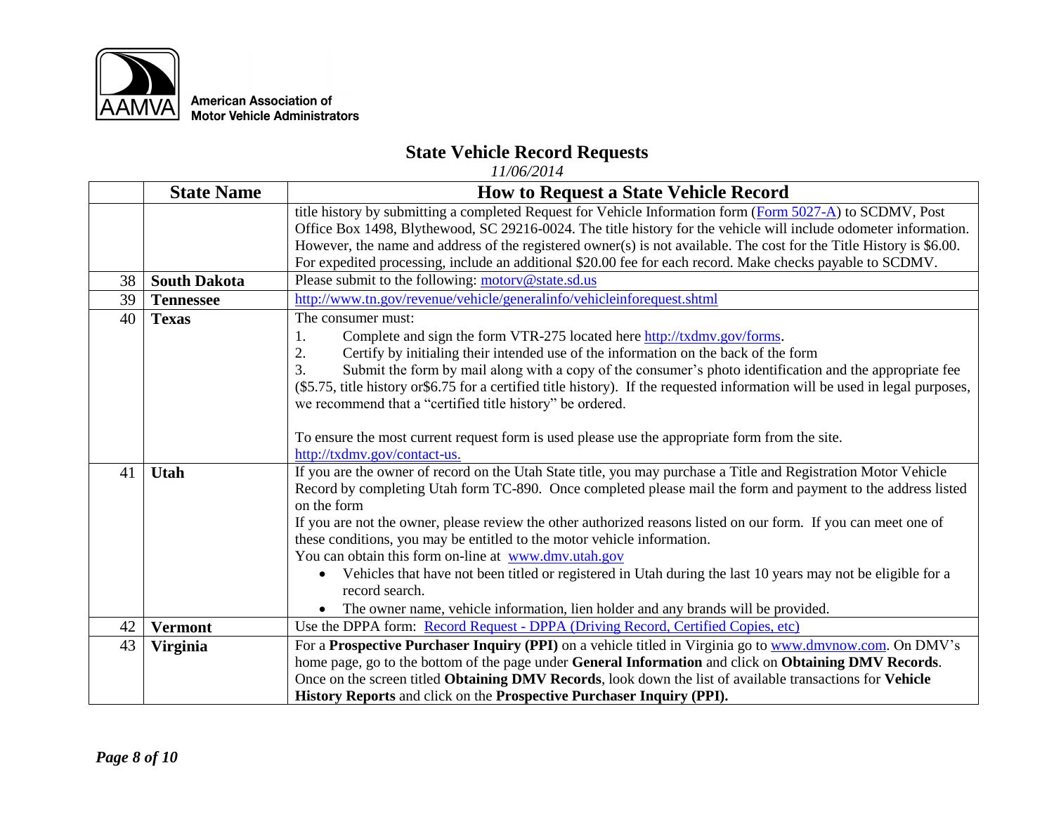## State Vehicle Record Requests

*11/06/2014*

| | State Name | How to Request a State Vehicle Record |
|---|---|---|
| | | title history by submitting a completed Request for Vehicle Information form (Form 5027-A) to SCDMV, Post Office Box 1498, Blythewood, SC 29216-0024. The title history for the vehicle will include odometer information. However, the name and address of the registered owner(s) is not available. The cost for the Title History is $6.00. For expedited processing, include an additional $20.00 fee for each record. Make checks payable to SCDMV. |
| 38 | **South Dakota** | Please submit to the following: motorv@state.sd.us |
| 39 | **Tennessee** | http://www.tn.gov/revenue/vehicle/generalinfo/vehicleinforequest.shtml |
| 40 | **Texas** | The consumer must:<br>1. Complete and sign the form VTR-275 located here http://txdmv.gov/forms.<br>2. Certify by initialing their intended use of the information on the back of the form<br>3. Submit the form by mail along with a copy of the consumer's photo identification and the appropriate fee ($5.75, title history or$6.75 for a certified title history). If the requested information will be used in legal purposes, we recommend that a "certified title history" be ordered.<br><br>To ensure the most current request form is used please use the appropriate form from the site. http://txdmv.gov/contact-us. |
| 41 | **Utah** | If you are the owner of record on the Utah State title, you may purchase a Title and Registration Motor Vehicle Record by completing Utah form TC-890. Once completed please mail the form and payment to the address listed on the form<br>If you are not the owner, please review the other authorized reasons listed on our form. If you can meet one of these conditions, you may be entitled to the motor vehicle information.<br>You can obtain this form on-line at www.dmv.utah.gov<br>• Vehicles that have not been titled or registered in Utah during the last 10 years may not be eligible for a record search.<br>• The owner name, vehicle information, lien holder and any brands will be provided. |
| 42 | **Vermont** | Use the DPPA form: Record Request - DPPA (Driving Record, Certified Copies, etc) |
| 43 | **Virginia** | For a **Prospective Purchaser Inquiry (PPI)** on a vehicle titled in Virginia go to www.dmvnow.com. On DMV's home page, go to the bottom of the page under **General Information** and click on **Obtaining DMV Records**. Once on the screen titled **Obtaining DMV Records**, look down the list of available transactions for **Vehicle History Reports** and click on the **Prospective Purchaser Inquiry (PPI).** |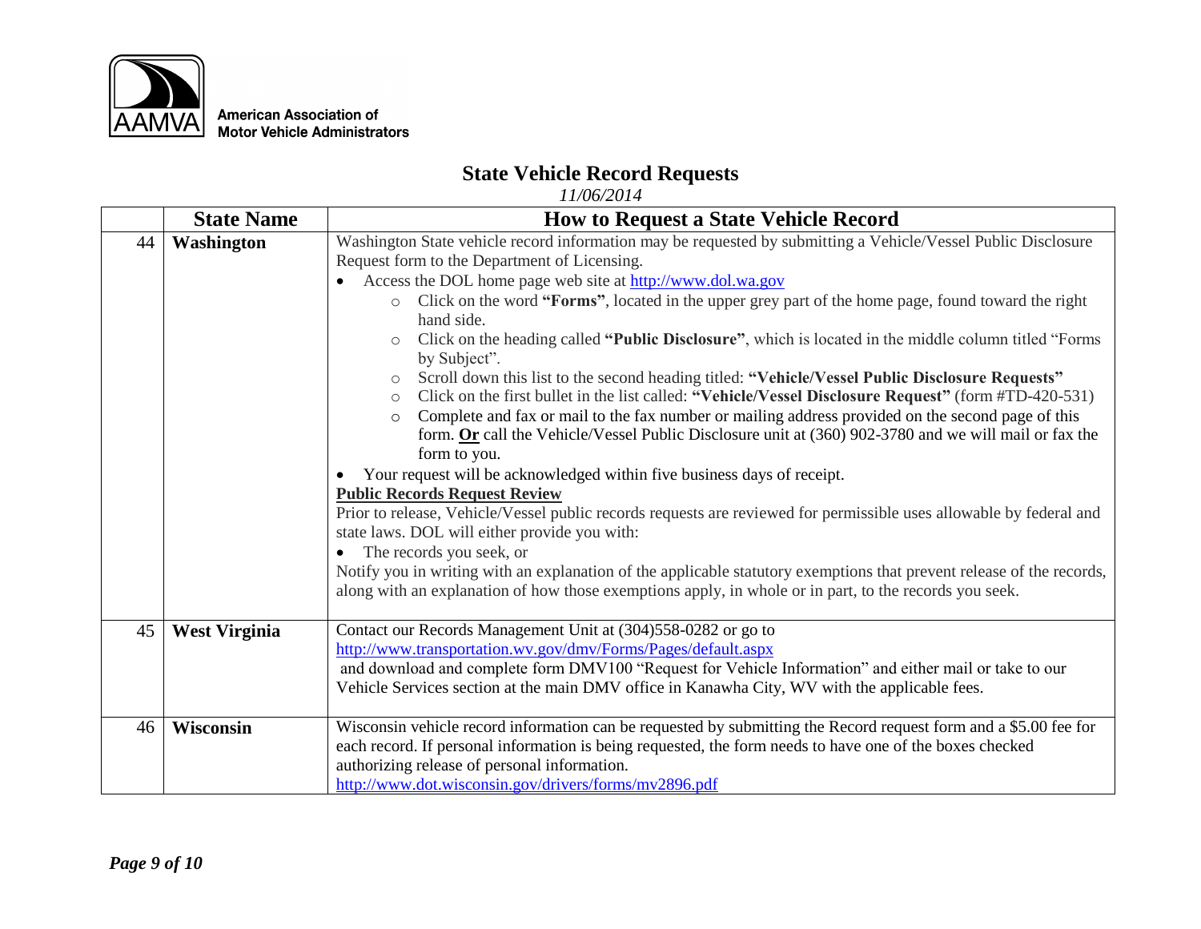American Association of Motor Vehicle Administrators

# State Vehicle Record Requests

*11/06/2014*

| | State Name | How to Request a State Vehicle Record |
|---|---|---|
| 44 | **Washington** | Washington State vehicle record information may be requested by submitting a Vehicle/Vessel Public Disclosure Request form to the Department of Licensing.<br>• Access the DOL home page web site at http://www.dol.wa.gov<br>&nbsp;&nbsp;&nbsp;&nbsp;○ Click on the word **"Forms"**, located in the upper grey part of the home page, found toward the right hand side.<br>&nbsp;&nbsp;&nbsp;&nbsp;○ Click on the heading called **"Public Disclosure"**, which is located in the middle column titled "Forms by Subject".<br>&nbsp;&nbsp;&nbsp;&nbsp;○ Scroll down this list to the second heading titled: **"Vehicle/Vessel Public Disclosure Requests"**<br>&nbsp;&nbsp;&nbsp;&nbsp;○ Click on the first bullet in the list called: **"Vehicle/Vessel Disclosure Request"** (form #TD-420-531)<br>&nbsp;&nbsp;&nbsp;&nbsp;○ Complete and fax or mail to the fax number or mailing address provided on the second page of this form. **Or** call the Vehicle/Vessel Public Disclosure unit at (360) 902-3780 and we will mail or fax the form to you.<br>• Your request will be acknowledged within five business days of receipt.<br>**Public Records Request Review**<br>Prior to release, Vehicle/Vessel public records requests are reviewed for permissible uses allowable by federal and state laws. DOL will either provide you with:<br>• The records you seek, or<br>Notify you in writing with an explanation of the applicable statutory exemptions that prevent release of the records, along with an explanation of how those exemptions apply, in whole or in part, to the records you seek. |
| 45 | **West Virginia** | Contact our Records Management Unit at (304)558-0282 or go to http://www.transportation.wv.gov/dmv/Forms/Pages/default.aspx and download and complete form DMV100 "Request for Vehicle Information" and either mail or take to our Vehicle Services section at the main DMV office in Kanawha City, WV with the applicable fees. |
| 46 | **Wisconsin** | Wisconsin vehicle record information can be requested by submitting the Record request form and a $5.00 fee for each record. If personal information is being requested, the form needs to have one of the boxes checked authorizing release of personal information.<br>http://www.dot.wisconsin.gov/drivers/forms/mv2896.pdf |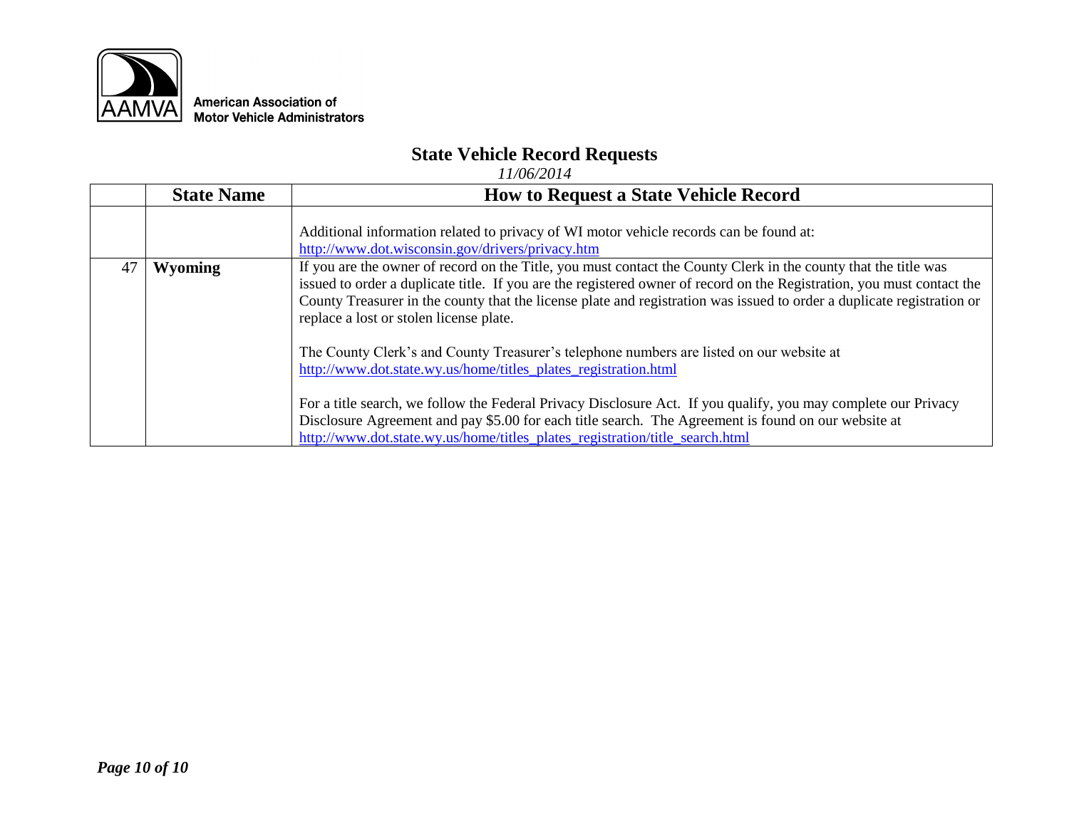American Association of Motor Vehicle Administrators

# State Vehicle Record Requests

*11/06/2014*

| | State Name | How to Request a State Vehicle Record |
|---|---|---|
| | | Additional information related to privacy of WI motor vehicle records can be found at: http://www.dot.wisconsin.gov/drivers/privacy.htm |
| 47 | **Wyoming** | If you are the owner of record on the Title, you must contact the County Clerk in the county that the title was issued to order a duplicate title. If you are the registered owner of record on the Registration, you must contact the County Treasurer in the county that the license plate and registration was issued to order a duplicate registration or replace a lost or stolen license plate.<br><br>The County Clerk's and County Treasurer's telephone numbers are listed on our website at http://www.dot.state.wy.us/home/titles_plates_registration.html<br><br>For a title search, we follow the Federal Privacy Disclosure Act. If you qualify, you may complete our Privacy Disclosure Agreement and pay $5.00 for each title search. The Agreement is found on our website at http://www.dot.state.wy.us/home/titles_plates_registration/title_search.html |